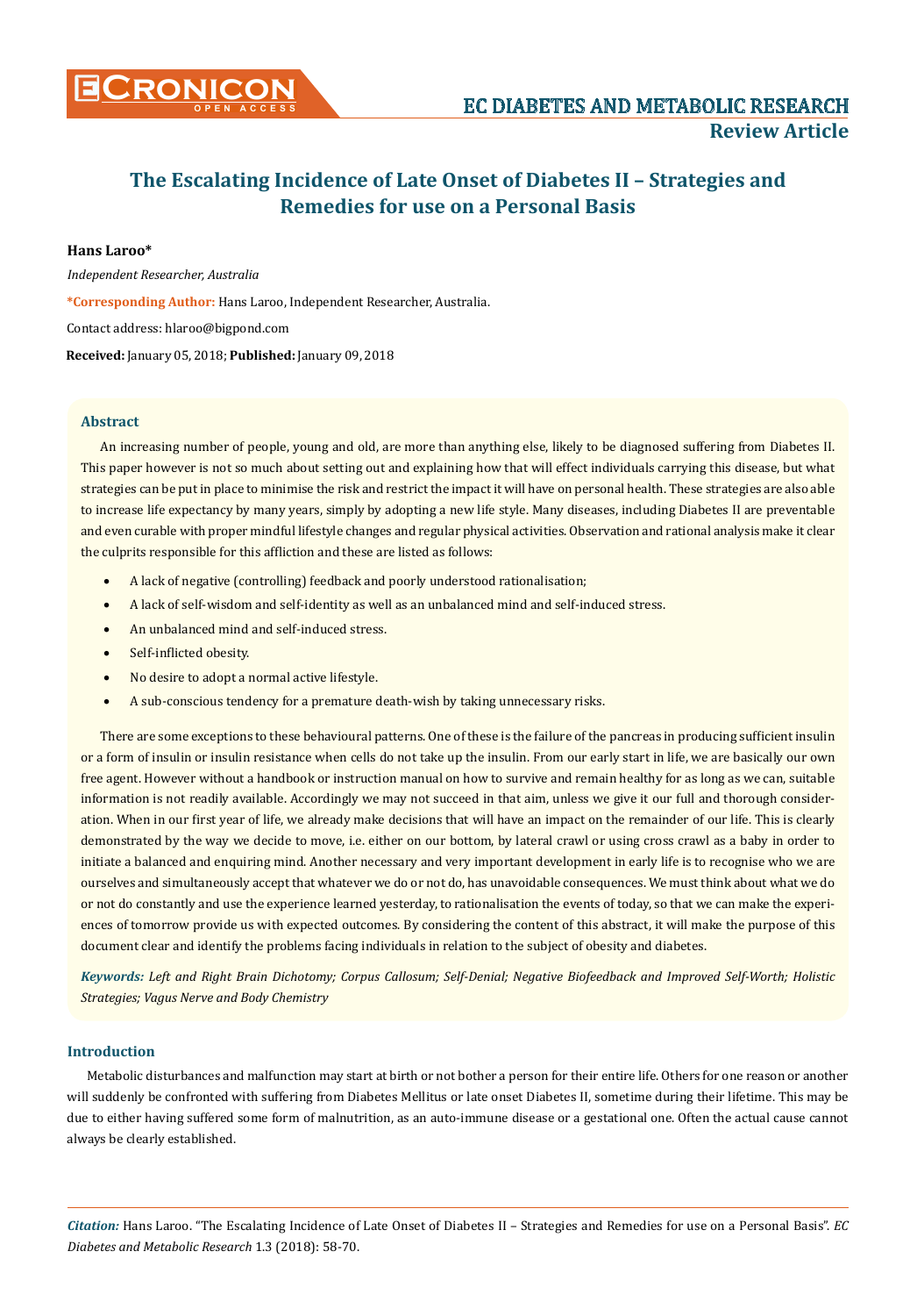**EC DIABETES AND METABOLIC RESEARCH**

**Review Article**

# The Escalating Incidence of Late Onset of Diabetes II – Strategies and Remedies for use on a Personal Basis

**Hans Laroo***

*Independent Researcher, Australia*

***Corresponding Author:** Hans Laroo, Independent Researcher, Australia.

Contact address: hlaroo@bigpond.com

**Received:** January 05, 2018; **Published:** January 09, 2018

## Abstract

An increasing number of people, young and old, are more than anything else, likely to be diagnosed suffering from Diabetes II. This paper however is not so much about setting out and explaining how that will effect individuals carrying this disease, but what strategies can be put in place to minimise the risk and restrict the impact it will have on personal health. These strategies are also able to increase life expectancy by many years, simply by adopting a new life style. Many diseases, including Diabetes II are preventable and even curable with proper mindful lifestyle changes and regular physical activities. Observation and rational analysis make it clear the culprits responsible for this affliction and these are listed as follows:

- A lack of negative (controlling) feedback and poorly understood rationalisation;
- A lack of self-wisdom and self-identity as well as an unbalanced mind and self-induced stress.
- An unbalanced mind and self-induced stress.
- Self-inflicted obesity.
- No desire to adopt a normal active lifestyle.
- A sub-conscious tendency for a premature death-wish by taking unnecessary risks.

There are some exceptions to these behavioural patterns. One of these is the failure of the pancreas in producing sufficient insulin or a form of insulin or insulin resistance when cells do not take up the insulin. From our early start in life, we are basically our own free agent. However without a handbook or instruction manual on how to survive and remain healthy for as long as we can, suitable information is not readily available. Accordingly we may not succeed in that aim, unless we give it our full and thorough consideration. When in our first year of life, we already make decisions that will have an impact on the remainder of our life. This is clearly demonstrated by the way we decide to move, i.e. either on our bottom, by lateral crawl or using cross crawl as a baby in order to initiate a balanced and enquiring mind. Another necessary and very important development in early life is to recognise who we are ourselves and simultaneously accept that whatever we do or not do, has unavoidable consequences. We must think about what we do or not do constantly and use the experience learned yesterday, to rationalisation the events of today, so that we can make the experiences of tomorrow provide us with expected outcomes. By considering the content of this abstract, it will make the purpose of this document clear and identify the problems facing individuals in relation to the subject of obesity and diabetes.

***Keywords:*** *Left and Right Brain Dichotomy; Corpus Callosum; Self-Denial; Negative Biofeedback and Improved Self-Worth; Holistic Strategies; Vagus Nerve and Body Chemistry*

## Introduction

Metabolic disturbances and malfunction may start at birth or not bother a person for their entire life. Others for one reason or another will suddenly be confronted with suffering from Diabetes Mellitus or late onset Diabetes II, sometime during their lifetime. This may be due to either having suffered some form of malnutrition, as an auto-immune disease or a gestational one. Often the actual cause cannot always be clearly established.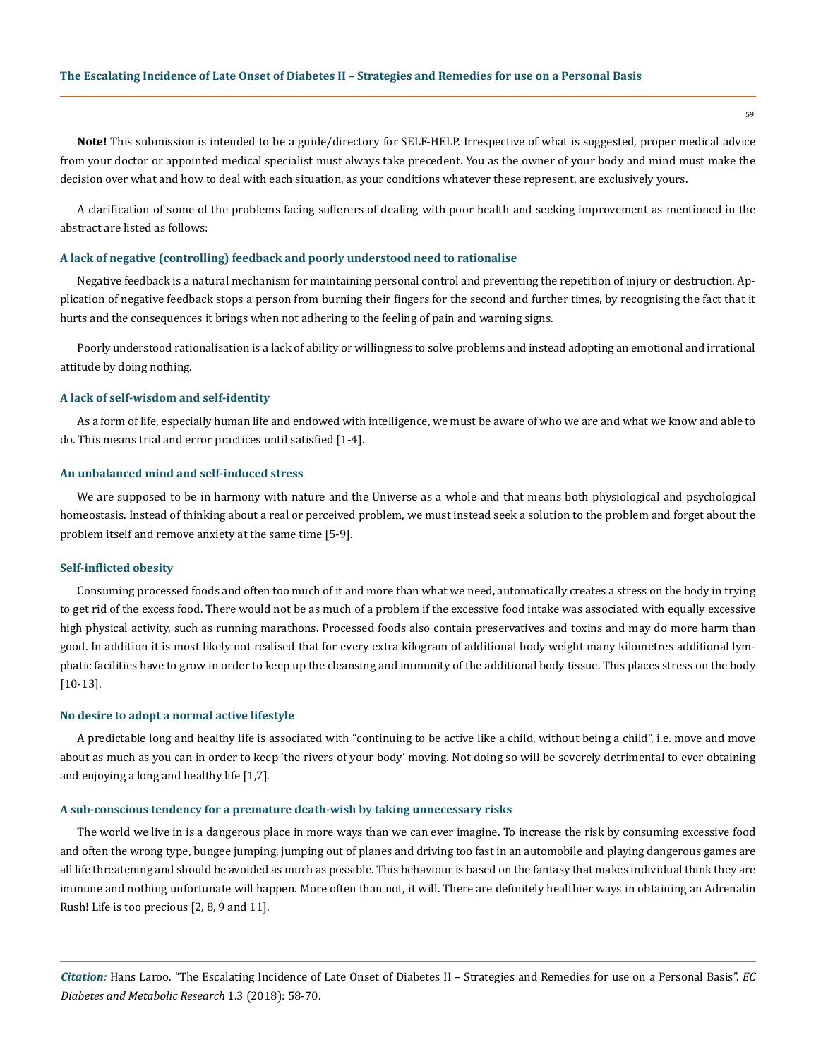**Note!** This submission is intended to be a guide/directory for SELF-HELP. Irrespective of what is suggested, proper medical advice from your doctor or appointed medical specialist must always take precedent. You as the owner of your body and mind must make the decision over what and how to deal with each situation, as your conditions whatever these represent, are exclusively yours.

A clarification of some of the problems facing sufferers of dealing with poor health and seeking improvement as mentioned in the abstract are listed as follows:

### A lack of negative (controlling) feedback and poorly understood need to rationalise

Negative feedback is a natural mechanism for maintaining personal control and preventing the repetition of injury or destruction. Application of negative feedback stops a person from burning their fingers for the second and further times, by recognising the fact that it hurts and the consequences it brings when not adhering to the feeling of pain and warning signs.

Poorly understood rationalisation is a lack of ability or willingness to solve problems and instead adopting an emotional and irrational attitude by doing nothing.

### A lack of self-wisdom and self-identity

As a form of life, especially human life and endowed with intelligence, we must be aware of who we are and what we know and able to do. This means trial and error practices until satisfied [1-4].

### An unbalanced mind and self-induced stress

We are supposed to be in harmony with nature and the Universe as a whole and that means both physiological and psychological homeostasis. Instead of thinking about a real or perceived problem, we must instead seek a solution to the problem and forget about the problem itself and remove anxiety at the same time [5-9].

### Self-inflicted obesity

Consuming processed foods and often too much of it and more than what we need, automatically creates a stress on the body in trying to get rid of the excess food. There would not be as much of a problem if the excessive food intake was associated with equally excessive high physical activity, such as running marathons. Processed foods also contain preservatives and toxins and may do more harm than good. In addition it is most likely not realised that for every extra kilogram of additional body weight many kilometres additional lymphatic facilities have to grow in order to keep up the cleansing and immunity of the additional body tissue. This places stress on the body [10-13].

### No desire to adopt a normal active lifestyle

A predictable long and healthy life is associated with "continuing to be active like a child, without being a child", i.e. move and move about as much as you can in order to keep 'the rivers of your body' moving. Not doing so will be severely detrimental to ever obtaining and enjoying a long and healthy life [1,7].

### A sub-conscious tendency for a premature death-wish by taking unnecessary risks

The world we live in is a dangerous place in more ways than we can ever imagine. To increase the risk by consuming excessive food and often the wrong type, bungee jumping, jumping out of planes and driving too fast in an automobile and playing dangerous games are all life threatening and should be avoided as much as possible. This behaviour is based on the fantasy that makes individual think they are immune and nothing unfortunate will happen. More often than not, it will. There are definitely healthier ways in obtaining an Adrenalin Rush! Life is too precious [2, 8, 9 and 11].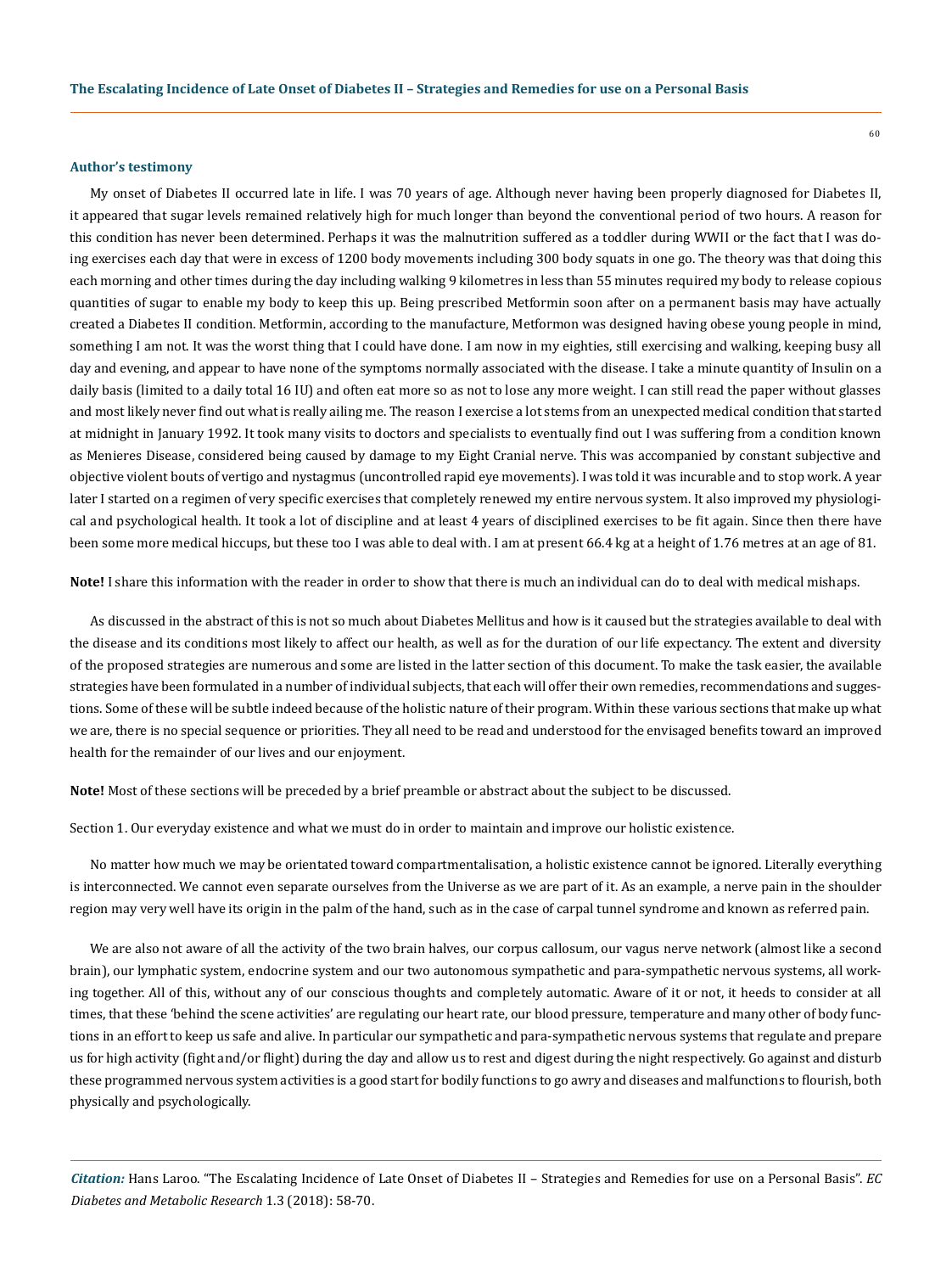### Author's testimony

My onset of Diabetes II occurred late in life. I was 70 years of age. Although never having been properly diagnosed for Diabetes II, it appeared that sugar levels remained relatively high for much longer than beyond the conventional period of two hours. A reason for this condition has never been determined. Perhaps it was the malnutrition suffered as a toddler during WWII or the fact that I was doing exercises each day that were in excess of 1200 body movements including 300 body squats in one go. The theory was that doing this each morning and other times during the day including walking 9 kilometres in less than 55 minutes required my body to release copious quantities of sugar to enable my body to keep this up. Being prescribed Metformin soon after on a permanent basis may have actually created a Diabetes II condition. Metformin, according to the manufacture, Metformon was designed having obese young people in mind, something I am not. It was the worst thing that I could have done. I am now in my eighties, still exercising and walking, keeping busy all day and evening, and appear to have none of the symptoms normally associated with the disease. I take a minute quantity of Insulin on a daily basis (limited to a daily total 16 IU) and often eat more so as not to lose any more weight. I can still read the paper without glasses and most likely never find out what is really ailing me. The reason I exercise a lot stems from an unexpected medical condition that started at midnight in January 1992. It took many visits to doctors and specialists to eventually find out I was suffering from a condition known as Menieres Disease, considered being caused by damage to my Eight Cranial nerve. This was accompanied by constant subjective and objective violent bouts of vertigo and nystagmus (uncontrolled rapid eye movements). I was told it was incurable and to stop work. A year later I started on a regimen of very specific exercises that completely renewed my entire nervous system. It also improved my physiological and psychological health. It took a lot of discipline and at least 4 years of disciplined exercises to be fit again. Since then there have been some more medical hiccups, but these too I was able to deal with. I am at present 66.4 kg at a height of 1.76 metres at an age of 81.

**Note!** I share this information with the reader in order to show that there is much an individual can do to deal with medical mishaps.

As discussed in the abstract of this is not so much about Diabetes Mellitus and how is it caused but the strategies available to deal with the disease and its conditions most likely to affect our health, as well as for the duration of our life expectancy. The extent and diversity of the proposed strategies are numerous and some are listed in the latter section of this document. To make the task easier, the available strategies have been formulated in a number of individual subjects, that each will offer their own remedies, recommendations and suggestions. Some of these will be subtle indeed because of the holistic nature of their program. Within these various sections that make up what we are, there is no special sequence or priorities. They all need to be read and understood for the envisaged benefits toward an improved health for the remainder of our lives and our enjoyment.

**Note!** Most of these sections will be preceded by a brief preamble or abstract about the subject to be discussed.

Section 1. Our everyday existence and what we must do in order to maintain and improve our holistic existence.

No matter how much we may be orientated toward compartmentalisation, a holistic existence cannot be ignored. Literally everything is interconnected. We cannot even separate ourselves from the Universe as we are part of it. As an example, a nerve pain in the shoulder region may very well have its origin in the palm of the hand, such as in the case of carpal tunnel syndrome and known as referred pain.

We are also not aware of all the activity of the two brain halves, our corpus callosum, our vagus nerve network (almost like a second brain), our lymphatic system, endocrine system and our two autonomous sympathetic and para-sympathetic nervous systems, all working together. All of this, without any of our conscious thoughts and completely automatic. Aware of it or not, it heeds to consider at all times, that these 'behind the scene activities' are regulating our heart rate, our blood pressure, temperature and many other of body functions in an effort to keep us safe and alive. In particular our sympathetic and para-sympathetic nervous systems that regulate and prepare us for high activity (fight and/or flight) during the day and allow us to rest and digest during the night respectively. Go against and disturb these programmed nervous system activities is a good start for bodily functions to go awry and diseases and malfunctions to flourish, both physically and psychologically.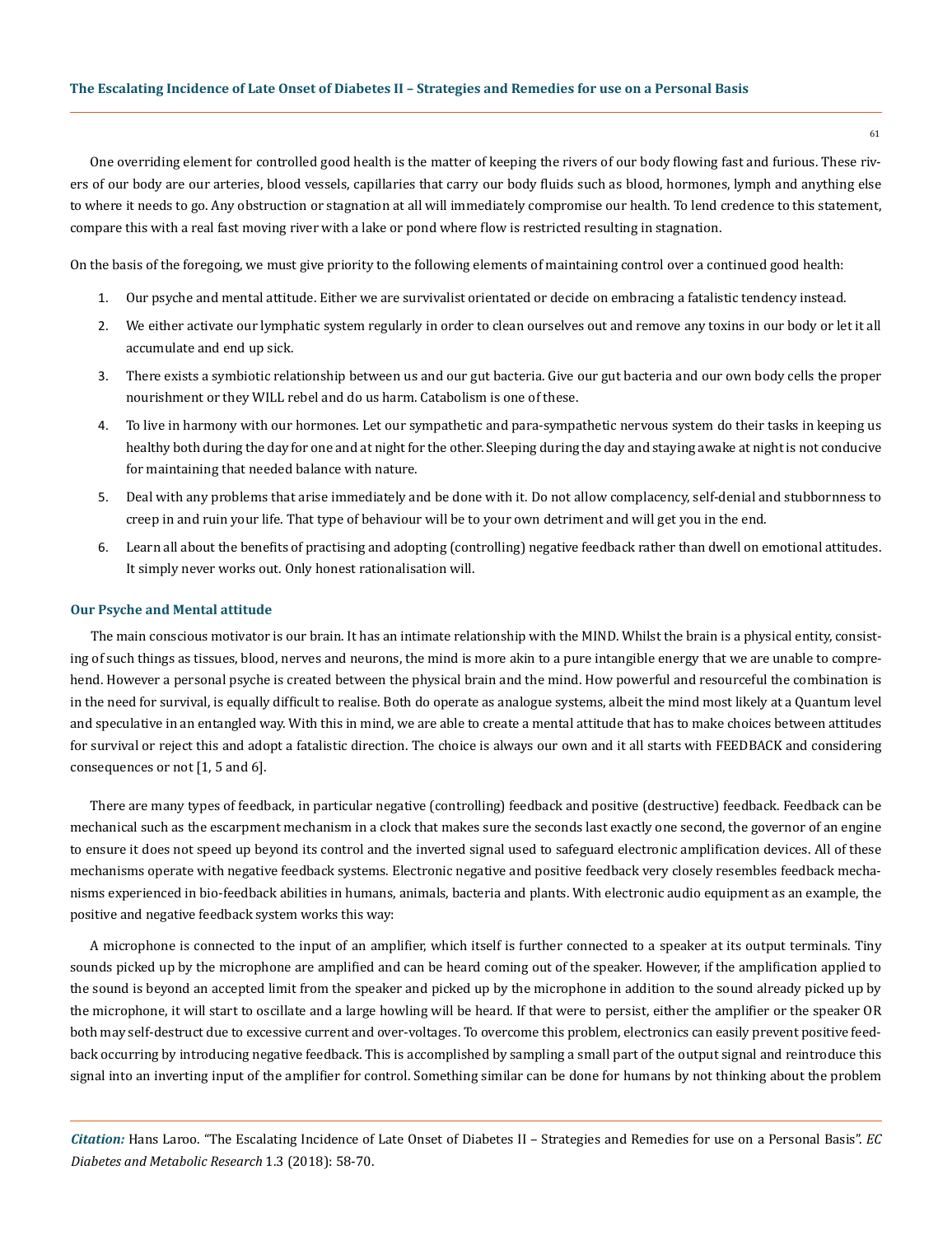One overriding element for controlled good health is the matter of keeping the rivers of our body flowing fast and furious. These rivers of our body are our arteries, blood vessels, capillaries that carry our body fluids such as blood, hormones, lymph and anything else to where it needs to go. Any obstruction or stagnation at all will immediately compromise our health. To lend credence to this statement, compare this with a real fast moving river with a lake or pond where flow is restricted resulting in stagnation.

On the basis of the foregoing, we must give priority to the following elements of maintaining control over a continued good health:

1. Our psyche and mental attitude. Either we are survivalist orientated or decide on embracing a fatalistic tendency instead.
2. We either activate our lymphatic system regularly in order to clean ourselves out and remove any toxins in our body or let it all accumulate and end up sick.
3. There exists a symbiotic relationship between us and our gut bacteria. Give our gut bacteria and our own body cells the proper nourishment or they WILL rebel and do us harm. Catabolism is one of these.
4. To live in harmony with our hormones. Let our sympathetic and para-sympathetic nervous system do their tasks in keeping us healthy both during the day for one and at night for the other. Sleeping during the day and staying awake at night is not conducive for maintaining that needed balance with nature.
5. Deal with any problems that arise immediately and be done with it. Do not allow complacency, self-denial and stubbornness to creep in and ruin your life. That type of behaviour will be to your own detriment and will get you in the end.
6. Learn all about the benefits of practising and adopting (controlling) negative feedback rather than dwell on emotional attitudes. It simply never works out. Only honest rationalisation will.

### Our Psyche and Mental attitude

The main conscious motivator is our brain. It has an intimate relationship with the MIND. Whilst the brain is a physical entity, consisting of such things as tissues, blood, nerves and neurons, the mind is more akin to a pure intangible energy that we are unable to comprehend. However a personal psyche is created between the physical brain and the mind. How powerful and resourceful the combination is in the need for survival, is equally difficult to realise. Both do operate as analogue systems, albeit the mind most likely at a Quantum level and speculative in an entangled way. With this in mind, we are able to create a mental attitude that has to make choices between attitudes for survival or reject this and adopt a fatalistic direction. The choice is always our own and it all starts with FEEDBACK and considering consequences or not [1, 5 and 6].

There are many types of feedback, in particular negative (controlling) feedback and positive (destructive) feedback. Feedback can be mechanical such as the escarpment mechanism in a clock that makes sure the seconds last exactly one second, the governor of an engine to ensure it does not speed up beyond its control and the inverted signal used to safeguard electronic amplification devices. All of these mechanisms operate with negative feedback systems. Electronic negative and positive feedback very closely resembles feedback mechanisms experienced in bio-feedback abilities in humans, animals, bacteria and plants. With electronic audio equipment as an example, the positive and negative feedback system works this way:

A microphone is connected to the input of an amplifier, which itself is further connected to a speaker at its output terminals. Tiny sounds picked up by the microphone are amplified and can be heard coming out of the speaker. However, if the amplification applied to the sound is beyond an accepted limit from the speaker and picked up by the microphone in addition to the sound already picked up by the microphone, it will start to oscillate and a large howling will be heard. If that were to persist, either the amplifier or the speaker OR both may self-destruct due to excessive current and over-voltages. To overcome this problem, electronics can easily prevent positive feedback occurring by introducing negative feedback. This is accomplished by sampling a small part of the output signal and reintroduce this signal into an inverting input of the amplifier for control. Something similar can be done for humans by not thinking about the problem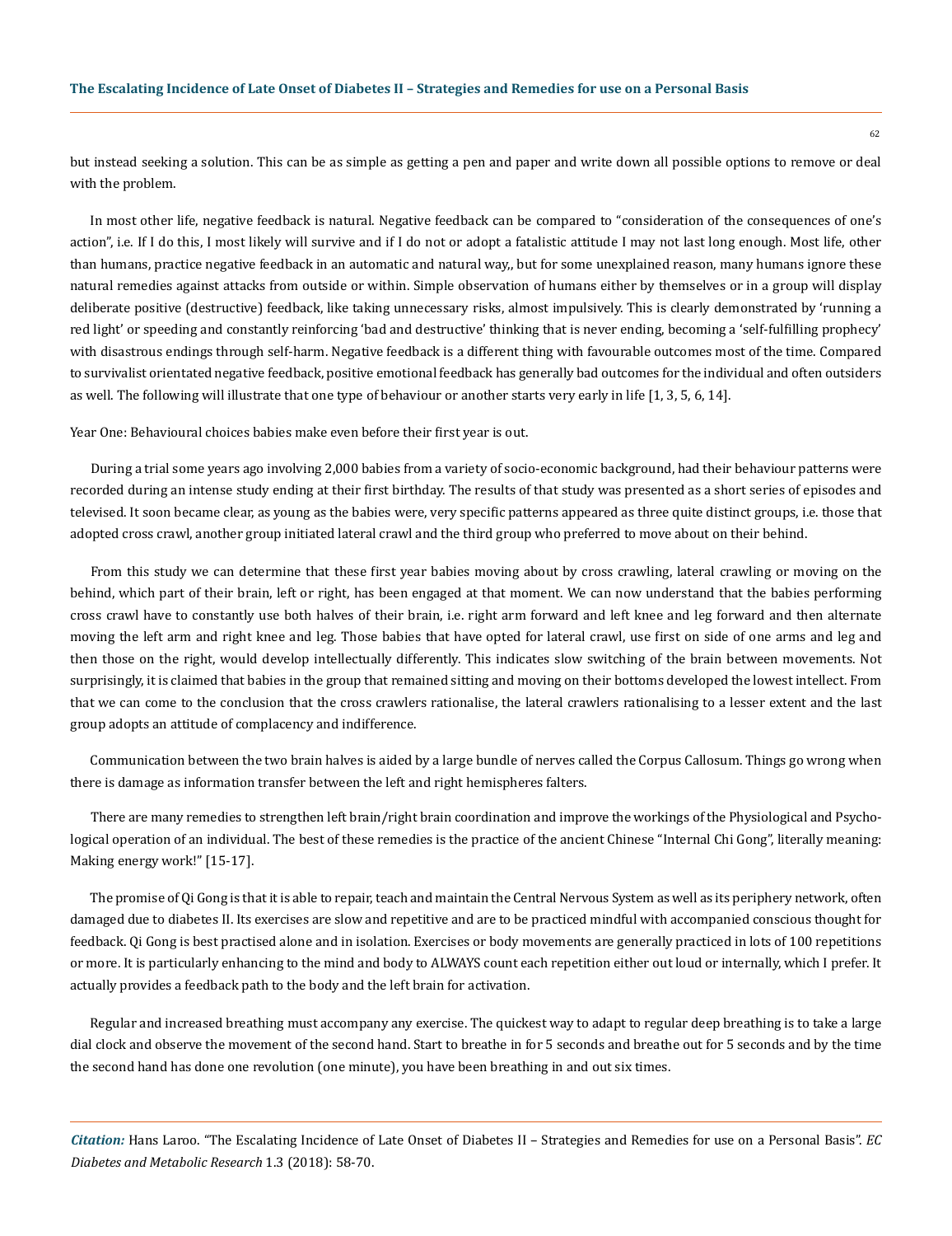but instead seeking a solution. This can be as simple as getting a pen and paper and write down all possible options to remove or deal with the problem.

In most other life, negative feedback is natural. Negative feedback can be compared to "consideration of the consequences of one's action", i.e. If I do this, I most likely will survive and if I do not or adopt a fatalistic attitude I may not last long enough. Most life, other than humans, practice negative feedback in an automatic and natural way,, but for some unexplained reason, many humans ignore these natural remedies against attacks from outside or within. Simple observation of humans either by themselves or in a group will display deliberate positive (destructive) feedback, like taking unnecessary risks, almost impulsively. This is clearly demonstrated by 'running a red light' or speeding and constantly reinforcing 'bad and destructive' thinking that is never ending, becoming a 'self-fulfilling prophecy' with disastrous endings through self-harm. Negative feedback is a different thing with favourable outcomes most of the time. Compared to survivalist orientated negative feedback, positive emotional feedback has generally bad outcomes for the individual and often outsiders as well. The following will illustrate that one type of behaviour or another starts very early in life [1, 3, 5, 6, 14].

Year One: Behavioural choices babies make even before their first year is out.

During a trial some years ago involving 2,000 babies from a variety of socio-economic background, had their behaviour patterns were recorded during an intense study ending at their first birthday. The results of that study was presented as a short series of episodes and televised. It soon became clear, as young as the babies were, very specific patterns appeared as three quite distinct groups, i.e. those that adopted cross crawl, another group initiated lateral crawl and the third group who preferred to move about on their behind.

From this study we can determine that these first year babies moving about by cross crawling, lateral crawling or moving on the behind, which part of their brain, left or right, has been engaged at that moment. We can now understand that the babies performing cross crawl have to constantly use both halves of their brain, i.e. right arm forward and left knee and leg forward and then alternate moving the left arm and right knee and leg. Those babies that have opted for lateral crawl, use first on side of one arms and leg and then those on the right, would develop intellectually differently. This indicates slow switching of the brain between movements. Not surprisingly, it is claimed that babies in the group that remained sitting and moving on their bottoms developed the lowest intellect. From that we can come to the conclusion that the cross crawlers rationalise, the lateral crawlers rationalising to a lesser extent and the last group adopts an attitude of complacency and indifference.

Communication between the two brain halves is aided by a large bundle of nerves called the Corpus Callosum. Things go wrong when there is damage as information transfer between the left and right hemispheres falters.

There are many remedies to strengthen left brain/right brain coordination and improve the workings of the Physiological and Psychological operation of an individual. The best of these remedies is the practice of the ancient Chinese "Internal Chi Gong", literally meaning: Making energy work!" [15-17].

The promise of Qi Gong is that it is able to repair, teach and maintain the Central Nervous System as well as its periphery network, often damaged due to diabetes II. Its exercises are slow and repetitive and are to be practiced mindful with accompanied conscious thought for feedback. Qi Gong is best practised alone and in isolation. Exercises or body movements are generally practiced in lots of 100 repetitions or more. It is particularly enhancing to the mind and body to ALWAYS count each repetition either out loud or internally, which I prefer. It actually provides a feedback path to the body and the left brain for activation.

Regular and increased breathing must accompany any exercise. The quickest way to adapt to regular deep breathing is to take a large dial clock and observe the movement of the second hand. Start to breathe in for 5 seconds and breathe out for 5 seconds and by the time the second hand has done one revolution (one minute), you have been breathing in and out six times.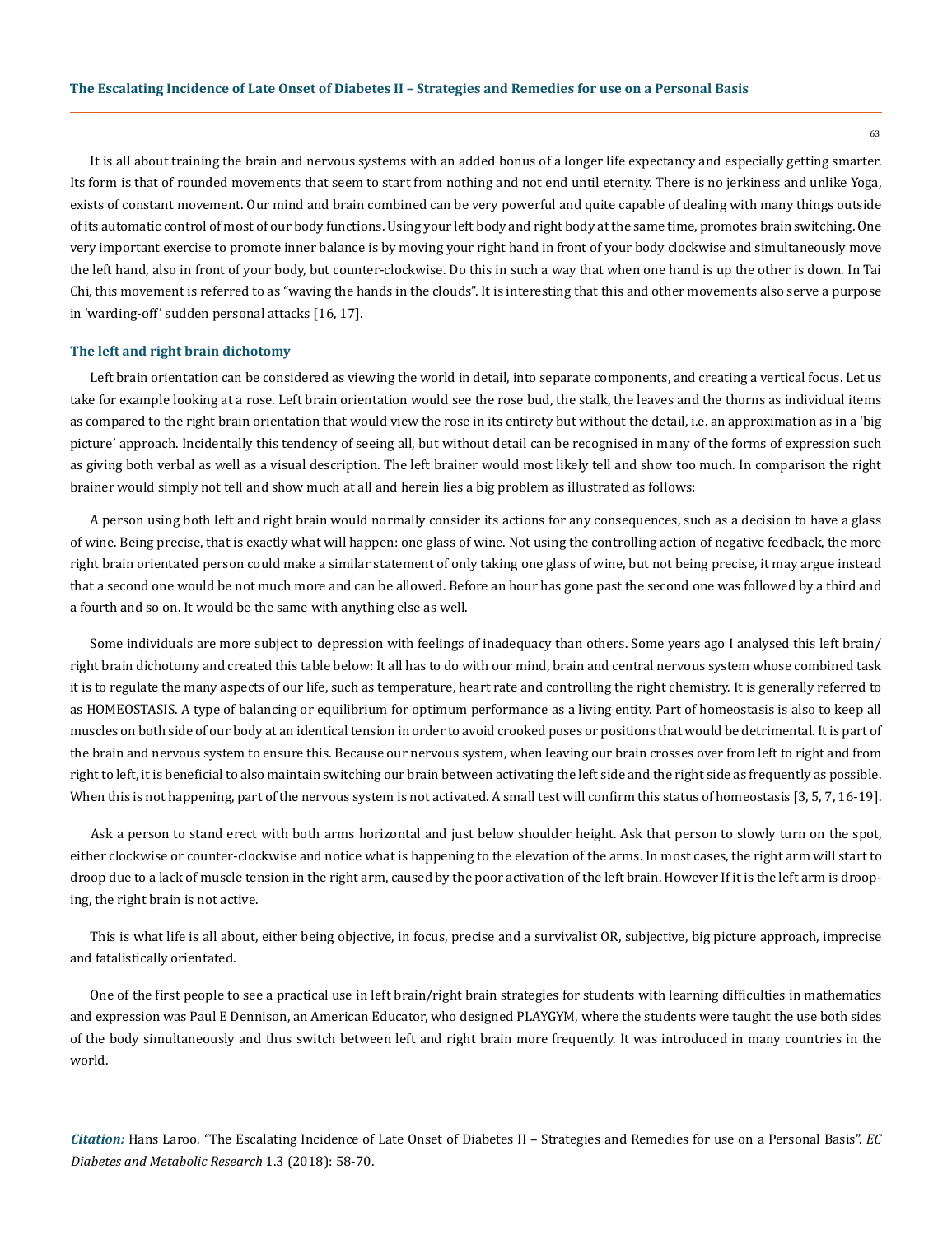It is all about training the brain and nervous systems with an added bonus of a longer life expectancy and especially getting smarter. Its form is that of rounded movements that seem to start from nothing and not end until eternity. There is no jerkiness and unlike Yoga, exists of constant movement. Our mind and brain combined can be very powerful and quite capable of dealing with many things outside of its automatic control of most of our body functions. Using your left body and right body at the same time, promotes brain switching. One very important exercise to promote inner balance is by moving your right hand in front of your body clockwise and simultaneously move the left hand, also in front of your body, but counter-clockwise. Do this in such a way that when one hand is up the other is down. In Tai Chi, this movement is referred to as "waving the hands in the clouds". It is interesting that this and other movements also serve a purpose in 'warding-off' sudden personal attacks [16, 17].

### The left and right brain dichotomy

Left brain orientation can be considered as viewing the world in detail, into separate components, and creating a vertical focus. Let us take for example looking at a rose. Left brain orientation would see the rose bud, the stalk, the leaves and the thorns as individual items as compared to the right brain orientation that would view the rose in its entirety but without the detail, i.e. an approximation as in a 'big picture' approach. Incidentally this tendency of seeing all, but without detail can be recognised in many of the forms of expression such as giving both verbal as well as a visual description. The left brainer would most likely tell and show too much. In comparison the right brainer would simply not tell and show much at all and herein lies a big problem as illustrated as follows:

A person using both left and right brain would normally consider its actions for any consequences, such as a decision to have a glass of wine. Being precise, that is exactly what will happen: one glass of wine. Not using the controlling action of negative feedback, the more right brain orientated person could make a similar statement of only taking one glass of wine, but not being precise, it may argue instead that a second one would be not much more and can be allowed. Before an hour has gone past the second one was followed by a third and a fourth and so on. It would be the same with anything else as well.

Some individuals are more subject to depression with feelings of inadequacy than others. Some years ago I analysed this left brain/right brain dichotomy and created this table below: It all has to do with our mind, brain and central nervous system whose combined task it is to regulate the many aspects of our life, such as temperature, heart rate and controlling the right chemistry. It is generally referred to as HOMEOSTASIS. A type of balancing or equilibrium for optimum performance as a living entity. Part of homeostasis is also to keep all muscles on both side of our body at an identical tension in order to avoid crooked poses or positions that would be detrimental. It is part of the brain and nervous system to ensure this. Because our nervous system, when leaving our brain crosses over from left to right and from right to left, it is beneficial to also maintain switching our brain between activating the left side and the right side as frequently as possible. When this is not happening, part of the nervous system is not activated. A small test will confirm this status of homeostasis [3, 5, 7, 16-19].

Ask a person to stand erect with both arms horizontal and just below shoulder height. Ask that person to slowly turn on the spot, either clockwise or counter-clockwise and notice what is happening to the elevation of the arms. In most cases, the right arm will start to droop due to a lack of muscle tension in the right arm, caused by the poor activation of the left brain. However If it is the left arm is drooping, the right brain is not active.

This is what life is all about, either being objective, in focus, precise and a survivalist OR, subjective, big picture approach, imprecise and fatalistically orientated.

One of the first people to see a practical use in left brain/right brain strategies for students with learning difficulties in mathematics and expression was Paul E Dennison, an American Educator, who designed PLAYGYM, where the students were taught the use both sides of the body simultaneously and thus switch between left and right brain more frequently. It was introduced in many countries in the world.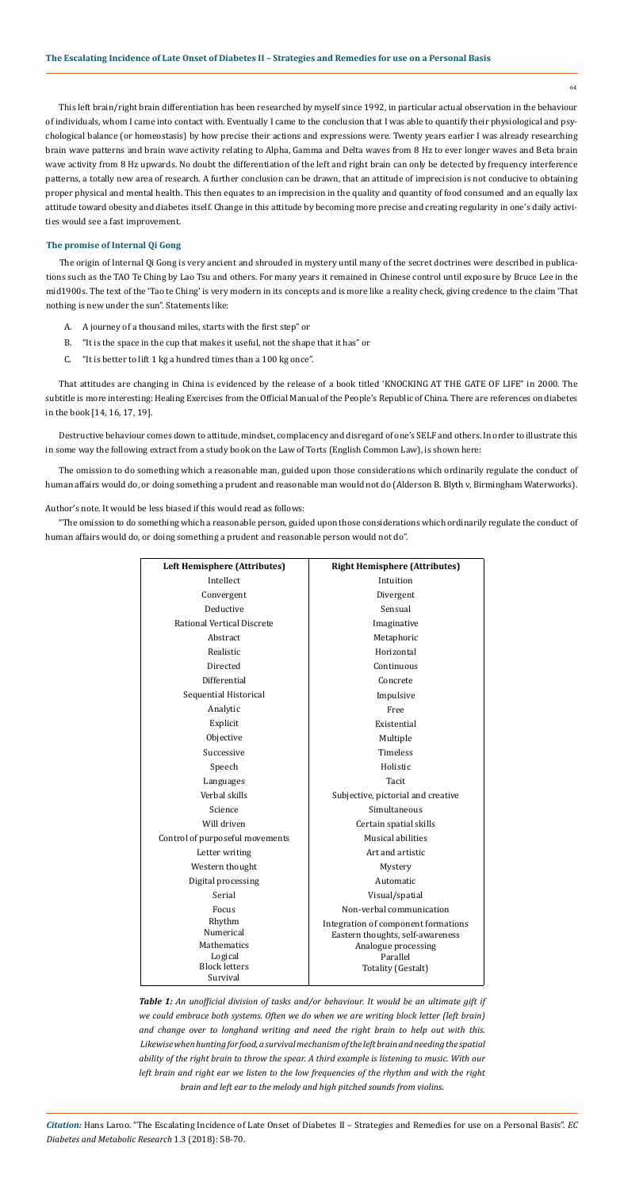This left brain/right brain differentiation has been researched by myself since 1992, in particular actual observation in the behaviour of individuals, whom I came into contact with. Eventually I came to the conclusion that I was able to quantify their physiological and psychological balance (or homeostasis) by how precise their actions and expressions were. Twenty years earlier I was already researching brain wave patterns and brain wave activity relating to Alpha, Gamma and Delta waves from 8 Hz to ever longer waves and Beta brain wave activity from 8 Hz upwards. No doubt the differentiation of the left and right brain can only be detected by frequency interference patterns, a totally new area of research. A further conclusion can be drawn, that an attitude of imprecision is not conducive to obtaining proper physical and mental health. This then equates to an imprecision in the quality and quantity of food consumed and an equally lax attitude toward obesity and diabetes itself. Change in this attitude by becoming more precise and creating regularity in one's daily activities would see a fast improvement.

### The promise of Internal Qi Gong

The origin of Internal Qi Gong is very ancient and shrouded in mystery until many of the secret doctrines were described in publications such as the TAO Te Ching by Lao Tsu and others. For many years it remained in Chinese control until exposure by Bruce Lee in the mid1900s. The text of the 'Tao te Ching' is very modern in its concepts and is more like a reality check, giving credence to the claim 'That nothing is new under the sun". Statements like:

A. A journey of a thousand miles, starts with the first step" or

B. "It is the space in the cup that makes it useful, not the shape that it has" or

C. "It is better to lift 1 kg a hundred times than a 100 kg once".

That attitudes are changing in China is evidenced by the release of a book titled 'KNOCKING AT THE GATE OF LIFE" in 2000. The subtitle is more interesting: Healing Exercises from the Official Manual of the People's Republic of China. There are references on diabetes in the book [14, 16, 17, 19].

Destructive behaviour comes down to attitude, mindset, complacency and disregard of one's SELF and others. In order to illustrate this in some way the following extract from a study book on the Law of Torts (English Common Law), is shown here:

The omission to do something which a reasonable man, guided upon those considerations which ordinarily regulate the conduct of human affairs would do, or doing something a prudent and reasonable man would not do (Alderson B. Blyth v, Birmingham Waterworks).

Author's note. It would be less biased if this would read as follows:

"The omission to do something which a reasonable person, guided upon those considerations which ordinarily regulate the conduct of human affairs would do, or doing something a prudent and reasonable person would not do".

| Left Hemisphere (Attributes) | Right Hemisphere (Attributes) |
|---|---|
| Intellect | Intuition |
| Convergent | Divergent |
| Deductive | Sensual |
| Rational Vertical Discrete | Imaginative |
| Abstract | Metaphoric |
| Realistic | Horizontal |
| Directed | Continuous |
| Differential | Concrete |
| Sequential Historical | Impulsive |
| Analytic | Free |
| Explicit | Existential |
| Objective | Multiple |
| Successive | Timeless |
| Speech | Holistic |
| Languages | Tacit |
| Verbal skills | Subjective, pictorial and creative |
| Science | Simultaneous |
| Will driven | Certain spatial skills |
| Control of purposeful movements | Musical abilities |
| Letter writing | Art and artistic |
| Western thought | Mystery |
| Digital processing | Automatic |
| Serial | Visual/spatial |
| Focus | Non-verbal communication |
| Rhythm | Integration of component formations |
| Numerical | Eastern thoughts, self-awareness |
| Mathematics | Analogue processing |
| Logical | Parallel |
| Block letters | Totality (Gestalt) |
| Survival | |

***Table 1:*** *An unofficial division of tasks and/or behaviour. It would be an ultimate gift if we could embrace both systems. Often we do when we are writing block letter (left brain) and change over to longhand writing and need the right brain to help out with this. Likewise when hunting for food, a survival mechanism of the left brain and needing the spatial ability of the right brain to throw the spear. A third example is listening to music. With our left brain and right ear we listen to the low frequencies of the rhythm and with the right brain and left ear to the melody and high pitched sounds from violins.*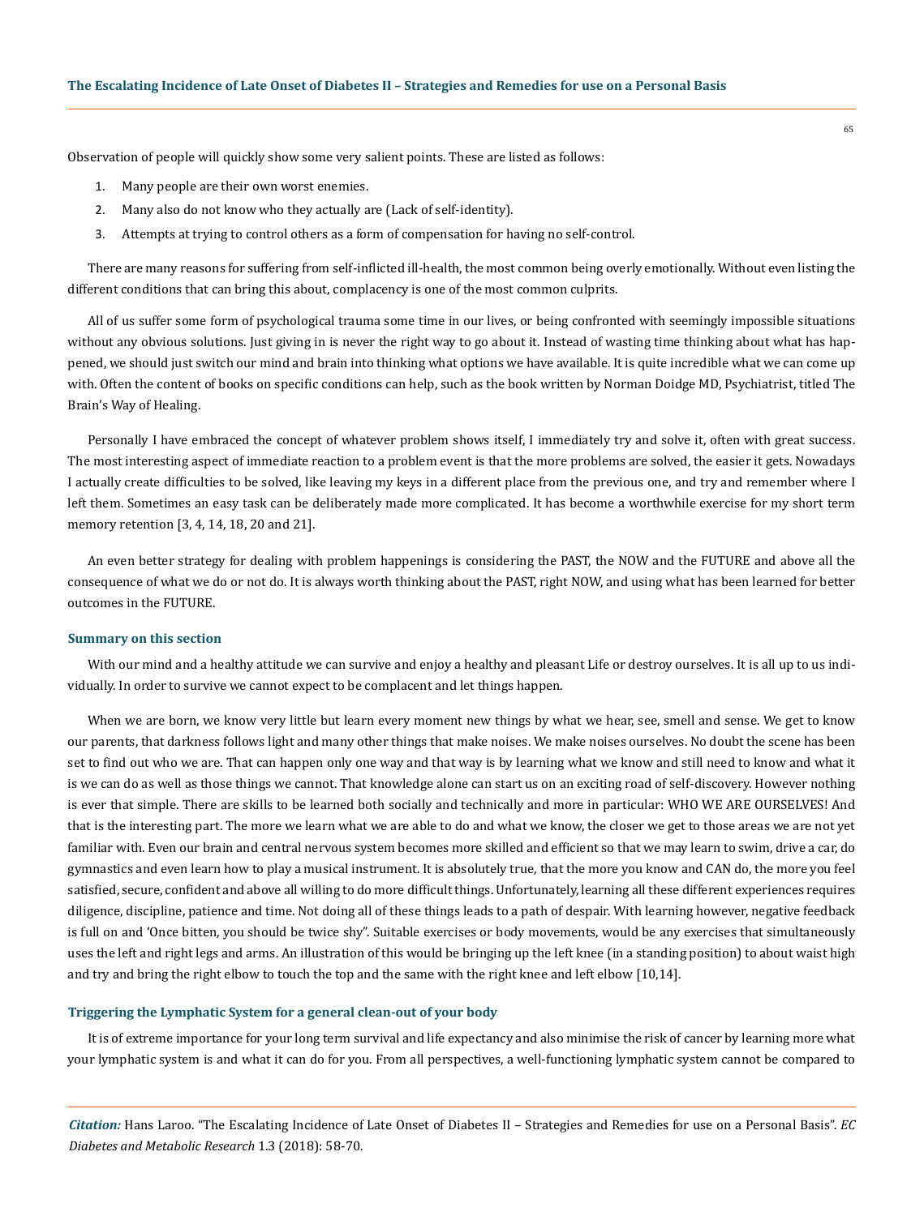Observation of people will quickly show some very salient points. These are listed as follows:

1. Many people are their own worst enemies.
2. Many also do not know who they actually are (Lack of self-identity).
3. Attempts at trying to control others as a form of compensation for having no self-control.

There are many reasons for suffering from self-inflicted ill-health, the most common being overly emotionally. Without even listing the different conditions that can bring this about, complacency is one of the most common culprits.

All of us suffer some form of psychological trauma some time in our lives, or being confronted with seemingly impossible situations without any obvious solutions. Just giving in is never the right way to go about it. Instead of wasting time thinking about what has happened, we should just switch our mind and brain into thinking what options we have available. It is quite incredible what we can come up with. Often the content of books on specific conditions can help, such as the book written by Norman Doidge MD, Psychiatrist, titled The Brain's Way of Healing.

Personally I have embraced the concept of whatever problem shows itself, I immediately try and solve it, often with great success. The most interesting aspect of immediate reaction to a problem event is that the more problems are solved, the easier it gets. Nowadays I actually create difficulties to be solved, like leaving my keys in a different place from the previous one, and try and remember where I left them. Sometimes an easy task can be deliberately made more complicated. It has become a worthwhile exercise for my short term memory retention [3, 4, 14, 18, 20 and 21].

An even better strategy for dealing with problem happenings is considering the PAST, the NOW and the FUTURE and above all the consequence of what we do or not do. It is always worth thinking about the PAST, right NOW, and using what has been learned for better outcomes in the FUTURE.

### Summary on this section

With our mind and a healthy attitude we can survive and enjoy a healthy and pleasant Life or destroy ourselves. It is all up to us individually. In order to survive we cannot expect to be complacent and let things happen.

When we are born, we know very little but learn every moment new things by what we hear, see, smell and sense. We get to know our parents, that darkness follows light and many other things that make noises. We make noises ourselves. No doubt the scene has been set to find out who we are. That can happen only one way and that way is by learning what we know and still need to know and what it is we can do as well as those things we cannot. That knowledge alone can start us on an exciting road of self-discovery. However nothing is ever that simple. There are skills to be learned both socially and technically and more in particular: WHO WE ARE OURSELVES! And that is the interesting part. The more we learn what we are able to do and what we know, the closer we get to those areas we are not yet familiar with. Even our brain and central nervous system becomes more skilled and efficient so that we may learn to swim, drive a car, do gymnastics and even learn how to play a musical instrument. It is absolutely true, that the more you know and CAN do, the more you feel satisfied, secure, confident and above all willing to do more difficult things. Unfortunately, learning all these different experiences requires diligence, discipline, patience and time. Not doing all of these things leads to a path of despair. With learning however, negative feedback is full on and 'Once bitten, you should be twice shy". Suitable exercises or body movements, would be any exercises that simultaneously uses the left and right legs and arms. An illustration of this would be bringing up the left knee (in a standing position) to about waist high and try and bring the right elbow to touch the top and the same with the right knee and left elbow [10,14].

### Triggering the Lymphatic System for a general clean-out of your body

It is of extreme importance for your long term survival and life expectancy and also minimise the risk of cancer by learning more what your lymphatic system is and what it can do for you. From all perspectives, a well-functioning lymphatic system cannot be compared to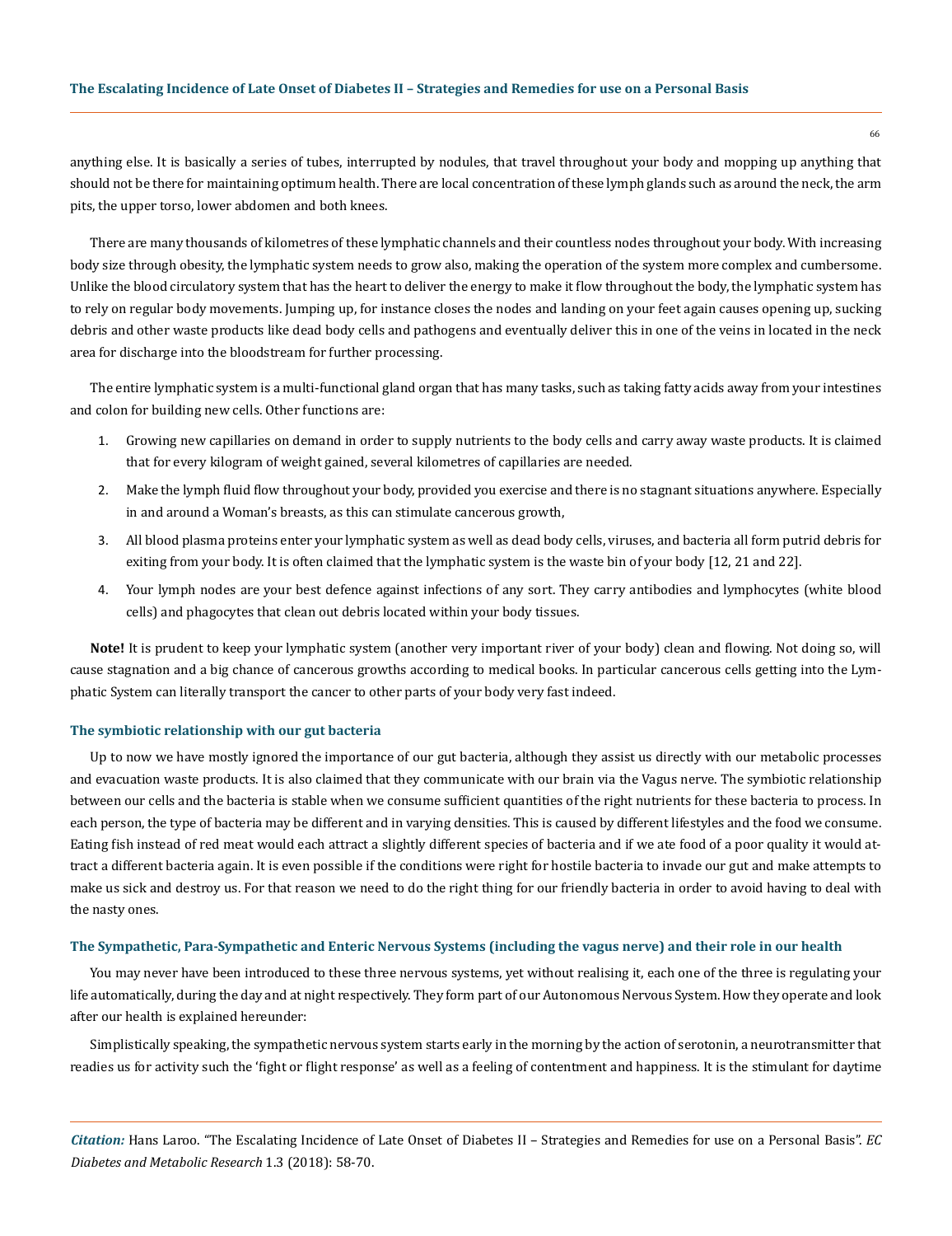anything else. It is basically a series of tubes, interrupted by nodules, that travel throughout your body and mopping up anything that should not be there for maintaining optimum health. There are local concentration of these lymph glands such as around the neck, the arm pits, the upper torso, lower abdomen and both knees.

There are many thousands of kilometres of these lymphatic channels and their countless nodes throughout your body. With increasing body size through obesity, the lymphatic system needs to grow also, making the operation of the system more complex and cumbersome. Unlike the blood circulatory system that has the heart to deliver the energy to make it flow throughout the body, the lymphatic system has to rely on regular body movements. Jumping up, for instance closes the nodes and landing on your feet again causes opening up, sucking debris and other waste products like dead body cells and pathogens and eventually deliver this in one of the veins in located in the neck area for discharge into the bloodstream for further processing.

The entire lymphatic system is a multi-functional gland organ that has many tasks, such as taking fatty acids away from your intestines and colon for building new cells. Other functions are:

1. Growing new capillaries on demand in order to supply nutrients to the body cells and carry away waste products. It is claimed that for every kilogram of weight gained, several kilometres of capillaries are needed.
2. Make the lymph fluid flow throughout your body, provided you exercise and there is no stagnant situations anywhere. Especially in and around a Woman's breasts, as this can stimulate cancerous growth,
3. All blood plasma proteins enter your lymphatic system as well as dead body cells, viruses, and bacteria all form putrid debris for exiting from your body. It is often claimed that the lymphatic system is the waste bin of your body [12, 21 and 22].
4. Your lymph nodes are your best defence against infections of any sort. They carry antibodies and lymphocytes (white blood cells) and phagocytes that clean out debris located within your body tissues.

**Note!** It is prudent to keep your lymphatic system (another very important river of your body) clean and flowing. Not doing so, will cause stagnation and a big chance of cancerous growths according to medical books. In particular cancerous cells getting into the Lymphatic System can literally transport the cancer to other parts of your body very fast indeed.

### The symbiotic relationship with our gut bacteria

Up to now we have mostly ignored the importance of our gut bacteria, although they assist us directly with our metabolic processes and evacuation waste products. It is also claimed that they communicate with our brain via the Vagus nerve. The symbiotic relationship between our cells and the bacteria is stable when we consume sufficient quantities of the right nutrients for these bacteria to process. In each person, the type of bacteria may be different and in varying densities. This is caused by different lifestyles and the food we consume. Eating fish instead of red meat would each attract a slightly different species of bacteria and if we ate food of a poor quality it would attract a different bacteria again. It is even possible if the conditions were right for hostile bacteria to invade our gut and make attempts to make us sick and destroy us. For that reason we need to do the right thing for our friendly bacteria in order to avoid having to deal with the nasty ones.

### The Sympathetic, Para-Sympathetic and Enteric Nervous Systems (including the vagus nerve) and their role in our health

You may never have been introduced to these three nervous systems, yet without realising it, each one of the three is regulating your life automatically, during the day and at night respectively. They form part of our Autonomous Nervous System. How they operate and look after our health is explained hereunder:

Simplistically speaking, the sympathetic nervous system starts early in the morning by the action of serotonin, a neurotransmitter that readies us for activity such the 'fight or flight response' as well as a feeling of contentment and happiness. It is the stimulant for daytime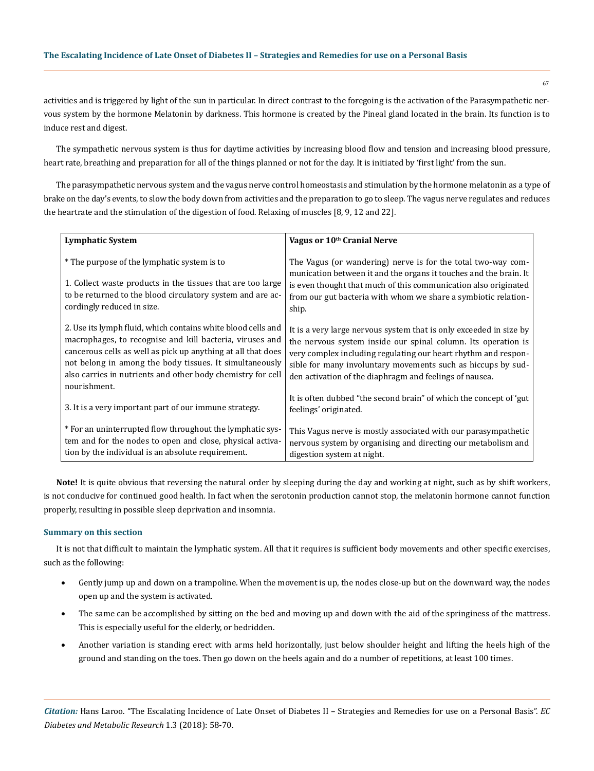activities and is triggered by light of the sun in particular. In direct contrast to the foregoing is the activation of the Parasympathetic nervous system by the hormone Melatonin by darkness. This hormone is created by the Pineal gland located in the brain. Its function is to induce rest and digest.

The sympathetic nervous system is thus for daytime activities by increasing blood flow and tension and increasing blood pressure, heart rate, breathing and preparation for all of the things planned or not for the day. It is initiated by 'first light' from the sun.

The parasympathetic nervous system and the vagus nerve control homeostasis and stimulation by the hormone melatonin as a type of brake on the day's events, to slow the body down from activities and the preparation to go to sleep. The vagus nerve regulates and reduces the heartrate and the stimulation of the digestion of food. Relaxing of muscles [8, 9, 12 and 22].

| Lymphatic System | Vagus or 10th Cranial Nerve |
|---|---|
| * The purpose of the lymphatic system is to<br><br>1. Collect waste products in the tissues that are too large to be returned to the blood circulatory system and are accordingly reduced in size.<br><br>2. Use its lymph fluid, which contains white blood cells and macrophages, to recognise and kill bacteria, viruses and cancerous cells as well as pick up anything at all that does not belong in among the body tissues. It simultaneously also carries in nutrients and other body chemistry for cell nourishment.<br><br>3. It is a very important part of our immune strategy.<br><br>* For an uninterrupted flow throughout the lymphatic system and for the nodes to open and close, physical activation by the individual is an absolute requirement. | The Vagus (or wandering) nerve is for the total two-way communication between it and the organs it touches and the brain. It is even thought that much of this communication also originated from our gut bacteria with whom we share a symbiotic relationship.<br><br>It is a very large nervous system that is only exceeded in size by the nervous system inside our spinal column. Its operation is very complex including regulating our heart rhythm and responsible for many involuntary movements such as hiccups by sudden activation of the diaphragm and feelings of nausea.<br><br>It is often dubbed "the second brain" of which the concept of 'gut feelings' originated.<br><br>This Vagus nerve is mostly associated with our parasympathetic nervous system by organising and directing our metabolism and digestion system at night. |

**Note!** It is quite obvious that reversing the natural order by sleeping during the day and working at night, such as by shift workers, is not conducive for continued good health. In fact when the serotonin production cannot stop, the melatonin hormone cannot function properly, resulting in possible sleep deprivation and insomnia.

### Summary on this section

It is not that difficult to maintain the lymphatic system. All that it requires is sufficient body movements and other specific exercises, such as the following:

- Gently jump up and down on a trampoline. When the movement is up, the nodes close-up but on the downward way, the nodes open up and the system is activated.
- The same can be accomplished by sitting on the bed and moving up and down with the aid of the springiness of the mattress. This is especially useful for the elderly, or bedridden.
- Another variation is standing erect with arms held horizontally, just below shoulder height and lifting the heels high of the ground and standing on the toes. Then go down on the heels again and do a number of repetitions, at least 100 times.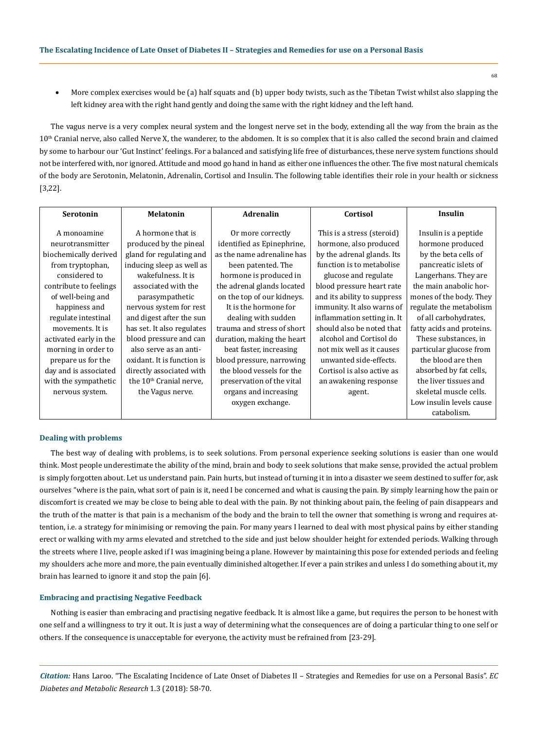- More complex exercises would be (a) half squats and (b) upper body twists, such as the Tibetan Twist whilst also slapping the left kidney area with the right hand gently and doing the same with the right kidney and the left hand.

The vagus nerve is a very complex neural system and the longest nerve set in the body, extending all the way from the brain as the 10th Cranial nerve, also called Nerve X, the wanderer, to the abdomen. It is so complex that it is also called the second brain and claimed by some to harbour our 'Gut Instinct' feelings. For a balanced and satisfying life free of disturbances, these nerve system functions should not be interfered with, nor ignored. Attitude and mood go hand in hand as either one influences the other. The five most natural chemicals of the body are Serotonin, Melatonin, Adrenalin, Cortisol and Insulin. The following table identifies their role in your health or sickness [3,22].

| Serotonin | Melatonin | Adrenalin | Cortisol | Insulin |
| --- | --- | --- | --- | --- |
| A monoamine neurotransmitter biochemically derived from tryptophan, considered to contribute to feelings of well-being and happiness and regulate intestinal movements. It is activated early in the morning in order to prepare us for the day and is associated with the sympathetic nervous system. | A hormone that is produced by the pineal gland for regulating and inducing sleep as well as wakefulness. It is associated with the parasympathetic nervous system for rest and digest after the sun has set. It also regulates blood pressure and can also serve as an anti-oxidant. It is function is directly associated with the 10th Cranial nerve, the Vagus nerve. | Or more correctly identified as Epinephrine, as the name adrenaline has been patented. The hormone is produced in the adrenal glands located on the top of our kidneys. It is the hormone for dealing with sudden trauma and stress of short duration, making the heart beat faster, increasing blood pressure, narrowing the blood vessels for the preservation of the vital organs and increasing oxygen exchange. | This is a stress (steroid) hormone, also produced by the adrenal glands. Its function is to metabolise glucose and regulate blood pressure heart rate and its ability to suppress immunity. It also warns of inflammation setting in. It should also be noted that alcohol and Cortisol do not mix well as it causes unwanted side-effects. Cortisol is also active as an awakening response agent. | Insulin is a peptide hormone produced by the beta cells of pancreatic islets of Langerhans. They are the main anabolic hormones of the body. They regulate the metabolism of all carbohydrates, fatty acids and proteins. These substances, in particular glucose from the blood are then absorbed by fat cells, the liver tissues and skeletal muscle cells. Low insulin levels cause catabolism. |

### Dealing with problems

The best way of dealing with problems, is to seek solutions. From personal experience seeking solutions is easier than one would think. Most people underestimate the ability of the mind, brain and body to seek solutions that make sense, provided the actual problem is simply forgotten about. Let us understand pain. Pain hurts, but instead of turning it in into a disaster we seem destined to suffer for, ask ourselves "where is the pain, what sort of pain is it, need I be concerned and what is causing the pain. By simply learning how the pain or discomfort is created we may be close to being able to deal with the pain. By not thinking about pain, the feeling of pain disappears and the truth of the matter is that pain is a mechanism of the body and the brain to tell the owner that something is wrong and requires attention, i.e. a strategy for minimising or removing the pain. For many years I learned to deal with most physical pains by either standing erect or walking with my arms elevated and stretched to the side and just below shoulder height for extended periods. Walking through the streets where I live, people asked if I was imagining being a plane. However by maintaining this pose for extended periods and feeling my shoulders ache more and more, the pain eventually diminished altogether. If ever a pain strikes and unless I do something about it, my brain has learned to ignore it and stop the pain [6].

### Embracing and practising Negative Feedback

Nothing is easier than embracing and practising negative feedback. It is almost like a game, but requires the person to be honest with one self and a willingness to try it out. It is just a way of determining what the consequences are of doing a particular thing to one self or others. If the consequence is unacceptable for everyone, the activity must be refrained from [23-29].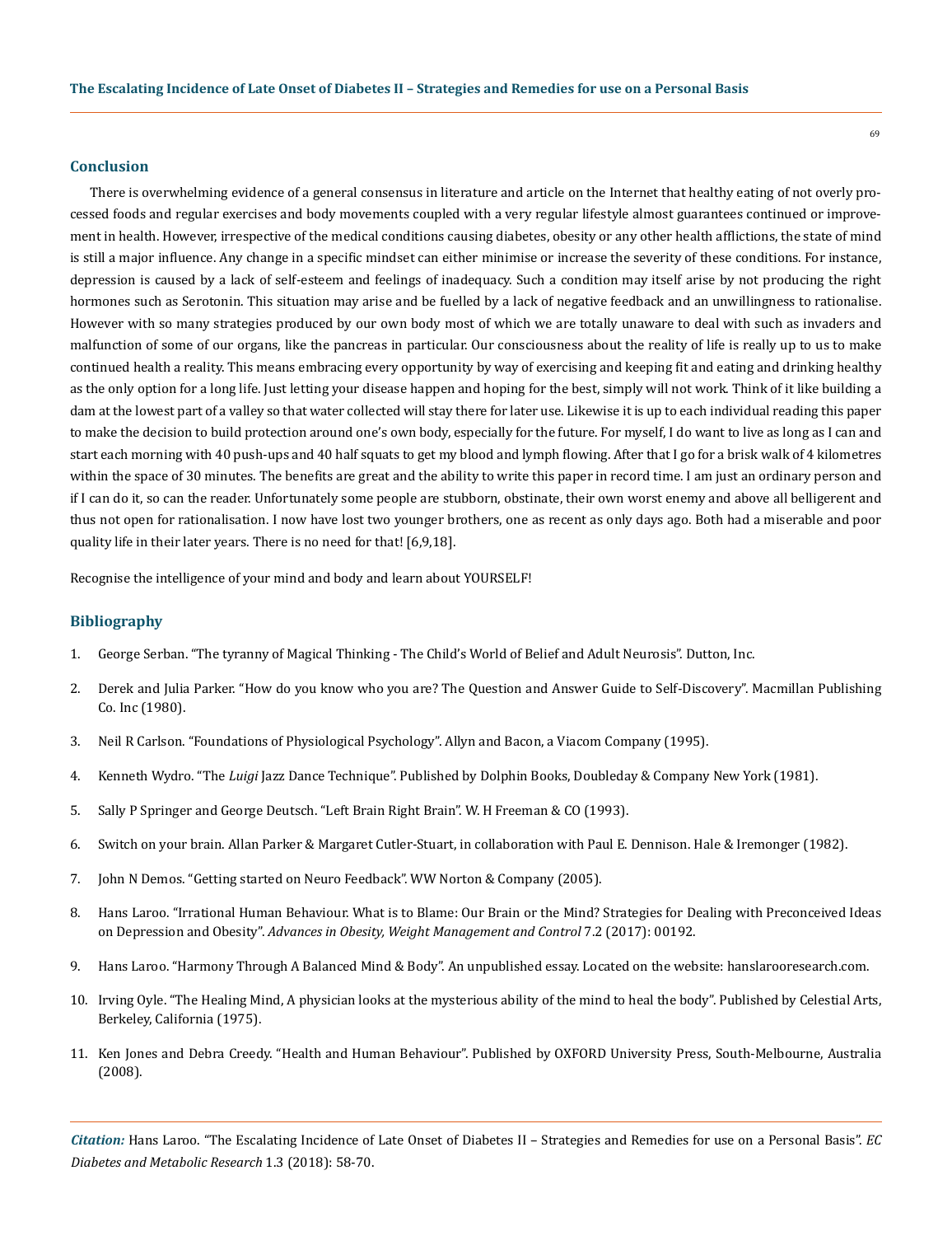## Conclusion

There is overwhelming evidence of a general consensus in literature and article on the Internet that healthy eating of not overly processed foods and regular exercises and body movements coupled with a very regular lifestyle almost guarantees continued or improvement in health. However, irrespective of the medical conditions causing diabetes, obesity or any other health afflictions, the state of mind is still a major influence. Any change in a specific mindset can either minimise or increase the severity of these conditions. For instance, depression is caused by a lack of self-esteem and feelings of inadequacy. Such a condition may itself arise by not producing the right hormones such as Serotonin. This situation may arise and be fuelled by a lack of negative feedback and an unwillingness to rationalise. However with so many strategies produced by our own body most of which we are totally unaware to deal with such as invaders and malfunction of some of our organs, like the pancreas in particular. Our consciousness about the reality of life is really up to us to make continued health a reality. This means embracing every opportunity by way of exercising and keeping fit and eating and drinking healthy as the only option for a long life. Just letting your disease happen and hoping for the best, simply will not work. Think of it like building a dam at the lowest part of a valley so that water collected will stay there for later use. Likewise it is up to each individual reading this paper to make the decision to build protection around one's own body, especially for the future. For myself, I do want to live as long as I can and start each morning with 40 push-ups and 40 half squats to get my blood and lymph flowing. After that I go for a brisk walk of 4 kilometres within the space of 30 minutes. The benefits are great and the ability to write this paper in record time. I am just an ordinary person and if I can do it, so can the reader. Unfortunately some people are stubborn, obstinate, their own worst enemy and above all belligerent and thus not open for rationalisation. I now have lost two younger brothers, one as recent as only days ago. Both had a miserable and poor quality life in their later years. There is no need for that! [6,9,18].

Recognise the intelligence of your mind and body and learn about YOURSELF!

## Bibliography

1. George Serban. "The tyranny of Magical Thinking - The Child's World of Belief and Adult Neurosis". Dutton, Inc.
2. Derek and Julia Parker. "How do you know who you are? The Question and Answer Guide to Self-Discovery". Macmillan Publishing Co. Inc (1980).
3. Neil R Carlson. "Foundations of Physiological Psychology". Allyn and Bacon, a Viacom Company (1995).
4. Kenneth Wydro. "The *Luigi* Jazz Dance Technique". Published by Dolphin Books, Doubleday & Company New York (1981).
5. Sally P Springer and George Deutsch. "Left Brain Right Brain". W. H Freeman & CO (1993).
6. Switch on your brain. Allan Parker & Margaret Cutler-Stuart, in collaboration with Paul E. Dennison. Hale & Iremonger (1982).
7. John N Demos. "Getting started on Neuro Feedback". WW Norton & Company (2005).
8. Hans Laroo. "Irrational Human Behaviour. What is to Blame: Our Brain or the Mind? Strategies for Dealing with Preconceived Ideas on Depression and Obesity". *Advances in Obesity, Weight Management and Control* 7.2 (2017): 00192.
9. Hans Laroo. "Harmony Through A Balanced Mind & Body". An unpublished essay. Located on the website: hanslarooresearch.com.
10. Irving Oyle. "The Healing Mind, A physician looks at the mysterious ability of the mind to heal the body". Published by Celestial Arts, Berkeley, California (1975).
11. Ken Jones and Debra Creedy. "Health and Human Behaviour". Published by OXFORD University Press, South-Melbourne, Australia (2008).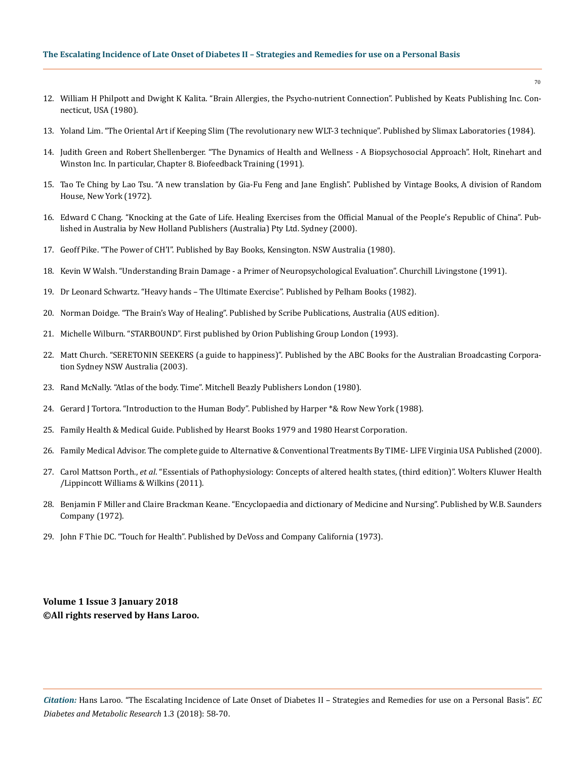12. William H Philpott and Dwight K Kalita. "Brain Allergies, the Psycho-nutrient Connection". Published by Keats Publishing Inc. Connecticut, USA (1980).

13. Yoland Lim. "The Oriental Art if Keeping Slim (The revolutionary new WLT-3 technique". Published by Slimax Laboratories (1984).

14. Judith Green and Robert Shellenberger. "The Dynamics of Health and Wellness - A Biopsychosocial Approach". Holt, Rinehart and Winston Inc. In particular, Chapter 8. Biofeedback Training (1991).

15. Tao Te Ching by Lao Tsu. "A new translation by Gia-Fu Feng and Jane English". Published by Vintage Books, A division of Random House, New York (1972).

16. Edward C Chang. "Knocking at the Gate of Life. Healing Exercises from the Official Manual of the People's Republic of China". Published in Australia by New Holland Publishers (Australia) Pty Ltd. Sydney (2000).

17. Geoff Pike. "The Power of CH'I". Published by Bay Books, Kensington. NSW Australia (1980).

18. Kevin W Walsh. "Understanding Brain Damage - a Primer of Neuropsychological Evaluation". Churchill Livingstone (1991).

19. Dr Leonard Schwartz. "Heavy hands – The Ultimate Exercise". Published by Pelham Books (1982).

20. Norman Doidge. "The Brain's Way of Healing". Published by Scribe Publications, Australia (AUS edition).

21. Michelle Wilburn. "STARBOUND". First published by Orion Publishing Group London (1993).

22. Matt Church. "SERETONIN SEEKERS (a guide to happiness)". Published by the ABC Books for the Australian Broadcasting Corporation Sydney NSW Australia (2003).

23. Rand McNally. "Atlas of the body. Time". Mitchell Beazly Publishers London (1980).

24. Gerard J Tortora. "Introduction to the Human Body". Published by Harper *& Row New York (1988).

25. Family Health & Medical Guide. Published by Hearst Books 1979 and 1980 Hearst Corporation.

26. Family Medical Advisor. The complete guide to Alternative & Conventional Treatments By TIME- LIFE Virginia USA Published (2000).

27. Carol Mattson Porth., *et al*. "Essentials of Pathophysiology: Concepts of altered health states, (third edition)". Wolters Kluwer Health /Lippincott Williams & Wilkins (2011).

28. Benjamin F Miller and Claire Brackman Keane. "Encyclopaedia and dictionary of Medicine and Nursing". Published by W.B. Saunders Company (1972).

29. John F Thie DC. "Touch for Health". Published by DeVoss and Company California (1973).

**Volume 1 Issue 3 January 2018**
**©All rights reserved by Hans Laroo.**